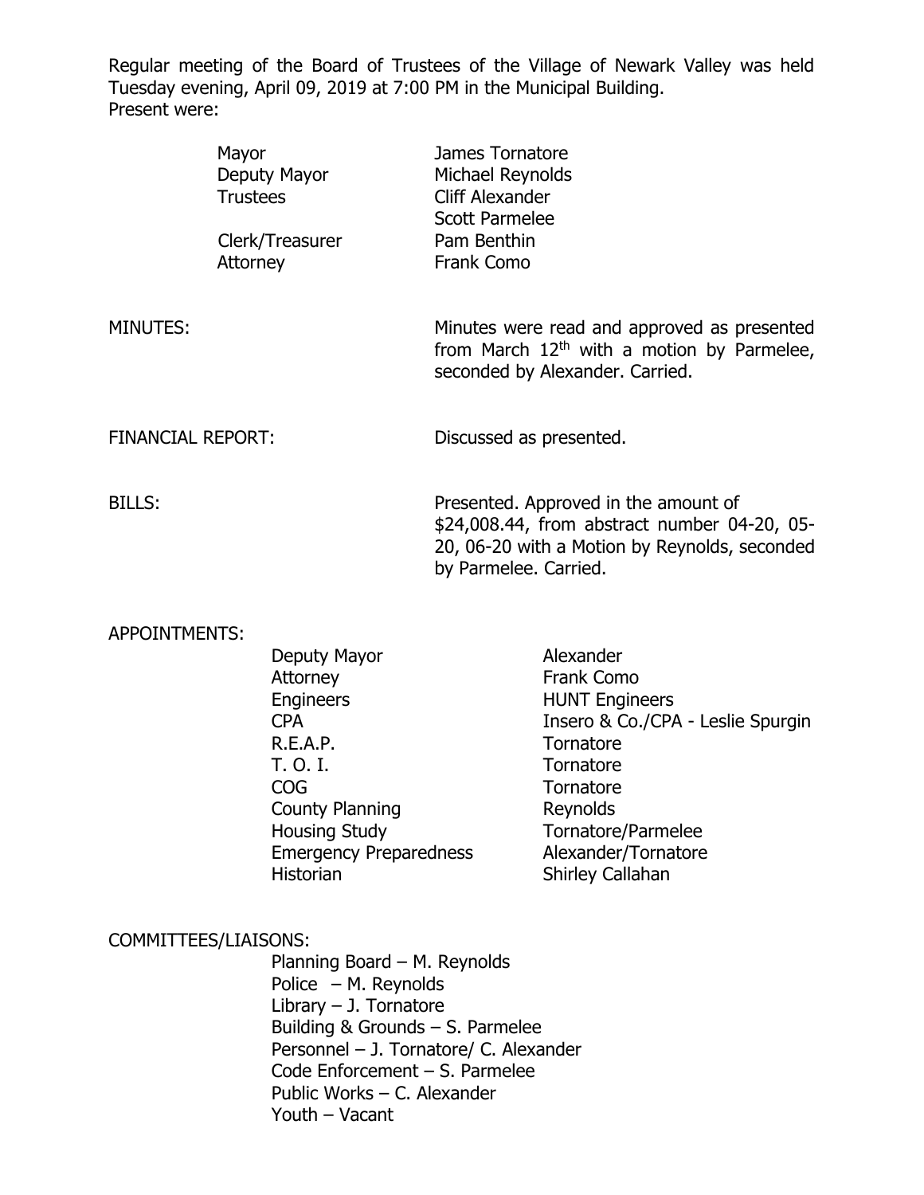Regular meeting of the Board of Trustees of the Village of Newark Valley was held Tuesday evening, April 09, 2019 at 7:00 PM in the Municipal Building.
Present were:

| | |
|---|---|
| Mayor | James Tornatore |
| Deputy Mayor | Michael Reynolds |
| Trustees | Cliff Alexander |
| | Scott Parmelee |
| Clerk/Treasurer | Pam Benthin |
| Attorney | Frank Como |

MINUTES: Minutes were read and approved as presented from March 12th with a motion by Parmelee, seconded by Alexander. Carried.

FINANCIAL REPORT: Discussed as presented.

BILLS: Presented. Approved in the amount of $24,008.44, from abstract number 04-20, 05-20, 06-20 with a Motion by Reynolds, seconded by Parmelee. Carried.

APPOINTMENTS:

| | |
|---|---|
| Deputy Mayor | Alexander |
| Attorney | Frank Como |
| Engineers | HUNT Engineers |
| CPA | Insero & Co./CPA - Leslie Spurgin |
| R.E.A.P. | Tornatore |
| T. O. I. | Tornatore |
| COG | Tornatore |
| County Planning | Reynolds |
| Housing Study | Tornatore/Parmelee |
| Emergency Preparedness | Alexander/Tornatore |
| Historian | Shirley Callahan |

COMMITTEES/LIAISONS:

Planning Board – M. Reynolds
Police – M. Reynolds
Library – J. Tornatore
Building & Grounds – S. Parmelee
Personnel – J. Tornatore/ C. Alexander
Code Enforcement – S. Parmelee
Public Works – C. Alexander
Youth – Vacant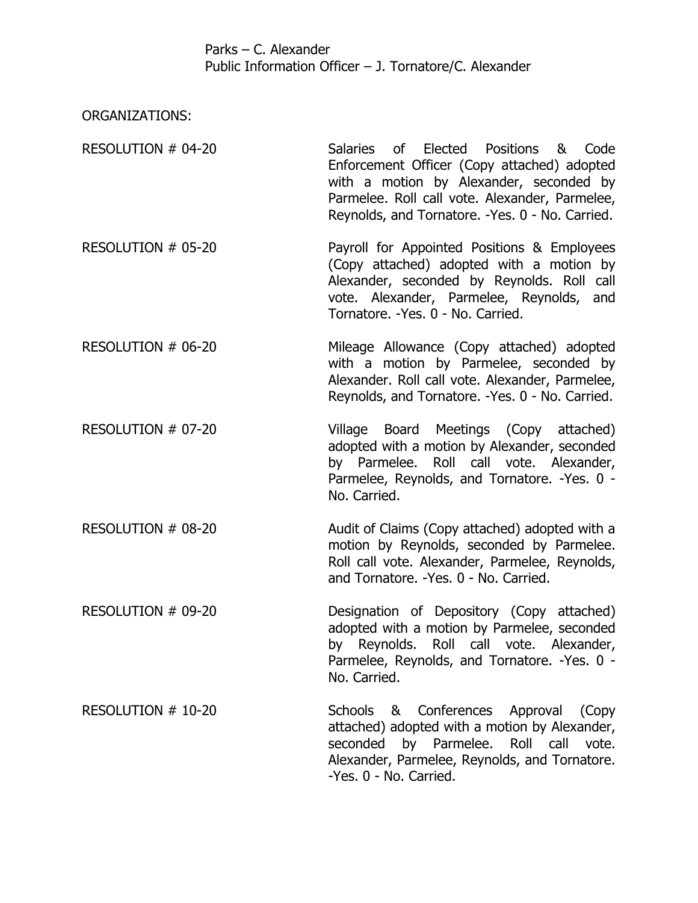Parks – C. Alexander
Public Information Officer – J. Tornatore/C. Alexander

ORGANIZATIONS:

RESOLUTION # 04-20 — Salaries of Elected Positions & Code Enforcement Officer (Copy attached) adopted with a motion by Alexander, seconded by Parmelee. Roll call vote. Alexander, Parmelee, Reynolds, and Tornatore. -Yes. 0 - No. Carried.

RESOLUTION # 05-20 — Payroll for Appointed Positions & Employees (Copy attached) adopted with a motion by Alexander, seconded by Reynolds. Roll call vote. Alexander, Parmelee, Reynolds, and Tornatore. -Yes. 0 - No. Carried.

RESOLUTION # 06-20 — Mileage Allowance (Copy attached) adopted with a motion by Parmelee, seconded by Alexander. Roll call vote. Alexander, Parmelee, Reynolds, and Tornatore. -Yes. 0 - No. Carried.

RESOLUTION # 07-20 — Village Board Meetings (Copy attached) adopted with a motion by Alexander, seconded by Parmelee. Roll call vote. Alexander, Parmelee, Reynolds, and Tornatore. -Yes. 0 - No. Carried.

RESOLUTION # 08-20 — Audit of Claims (Copy attached) adopted with a motion by Reynolds, seconded by Parmelee. Roll call vote. Alexander, Parmelee, Reynolds, and Tornatore. -Yes. 0 - No. Carried.

RESOLUTION # 09-20 — Designation of Depository (Copy attached) adopted with a motion by Parmelee, seconded by Reynolds. Roll call vote. Alexander, Parmelee, Reynolds, and Tornatore. -Yes. 0 - No. Carried.

RESOLUTION # 10-20 — Schools & Conferences Approval (Copy attached) adopted with a motion by Alexander, seconded by Parmelee. Roll call vote. Alexander, Parmelee, Reynolds, and Tornatore. -Yes. 0 - No. Carried.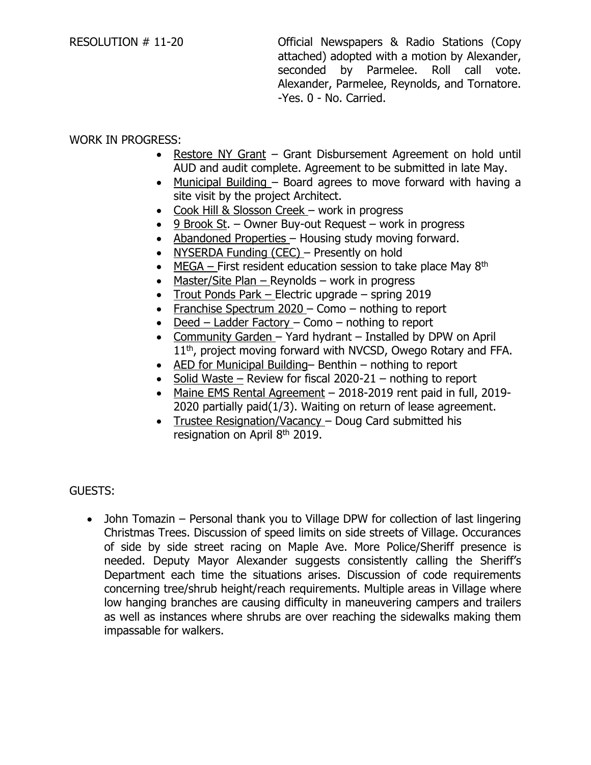RESOLUTION # 11-20 Official Newspapers & Radio Stations (Copy attached) adopted with a motion by Alexander, seconded by Parmelee. Roll call vote. Alexander, Parmelee, Reynolds, and Tornatore. -Yes. 0 - No. Carried.

WORK IN PROGRESS:

- Restore NY Grant – Grant Disbursement Agreement on hold until AUD and audit complete. Agreement to be submitted in late May.
- Municipal Building – Board agrees to move forward with having a site visit by the project Architect.
- Cook Hill & Slosson Creek – work in progress
- 9 Brook St. – Owner Buy-out Request – work in progress
- Abandoned Properties – Housing study moving forward.
- NYSERDA Funding (CEC) – Presently on hold
- MEGA – First resident education session to take place May 8th
- Master/Site Plan – Reynolds – work in progress
- Trout Ponds Park – Electric upgrade – spring 2019
- Franchise Spectrum 2020 – Como – nothing to report
- Deed – Ladder Factory – Como – nothing to report
- Community Garden – Yard hydrant – Installed by DPW on April 11th, project moving forward with NVCSD, Owego Rotary and FFA.
- AED for Municipal Building– Benthin – nothing to report
- Solid Waste – Review for fiscal 2020-21 – nothing to report
- Maine EMS Rental Agreement – 2018-2019 rent paid in full, 2019-2020 partially paid(1/3). Waiting on return of lease agreement.
- Trustee Resignation/Vacancy – Doug Card submitted his resignation on April 8th 2019.

GUESTS:

- John Tomazin – Personal thank you to Village DPW for collection of last lingering Christmas Trees. Discussion of speed limits on side streets of Village. Occurances of side by side street racing on Maple Ave. More Police/Sheriff presence is needed. Deputy Mayor Alexander suggests consistently calling the Sheriff's Department each time the situations arises. Discussion of code requirements concerning tree/shrub height/reach requirements. Multiple areas in Village where low hanging branches are causing difficulty in maneuvering campers and trailers as well as instances where shrubs are over reaching the sidewalks making them impassable for walkers.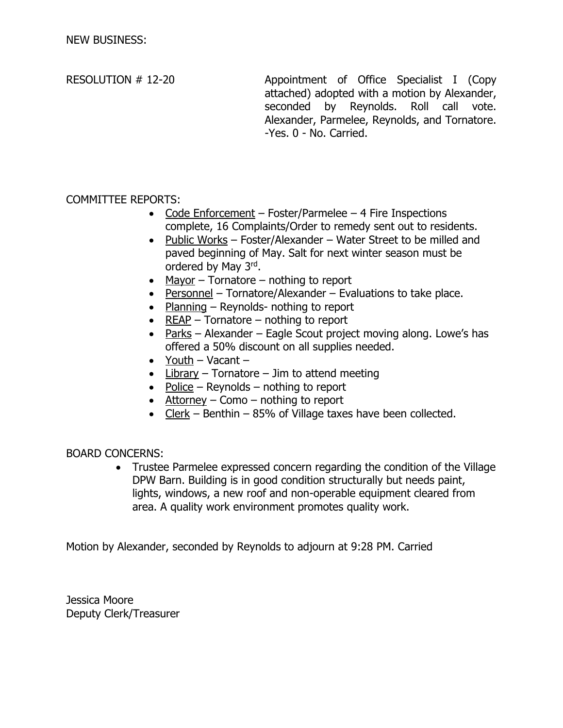NEW BUSINESS:

RESOLUTION # 12-20 Appointment of Office Specialist I (Copy attached) adopted with a motion by Alexander, seconded by Reynolds. Roll call vote. Alexander, Parmelee, Reynolds, and Tornatore. -Yes. 0 - No. Carried.

COMMITTEE REPORTS:

- Code Enforcement – Foster/Parmelee – 4 Fire Inspections complete, 16 Complaints/Order to remedy sent out to residents.
- Public Works – Foster/Alexander – Water Street to be milled and paved beginning of May. Salt for next winter season must be ordered by May 3rd.
- Mayor – Tornatore – nothing to report
- Personnel – Tornatore/Alexander – Evaluations to take place.
- Planning – Reynolds- nothing to report
- REAP – Tornatore – nothing to report
- Parks – Alexander – Eagle Scout project moving along. Lowe's has offered a 50% discount on all supplies needed.
- Youth – Vacant –
- Library – Tornatore – Jim to attend meeting
- Police – Reynolds – nothing to report
- Attorney – Como – nothing to report
- Clerk – Benthin – 85% of Village taxes have been collected.

BOARD CONCERNS:

- Trustee Parmelee expressed concern regarding the condition of the Village DPW Barn. Building is in good condition structurally but needs paint, lights, windows, a new roof and non-operable equipment cleared from area. A quality work environment promotes quality work.

Motion by Alexander, seconded by Reynolds to adjourn at 9:28 PM. Carried

Jessica Moore
Deputy Clerk/Treasurer